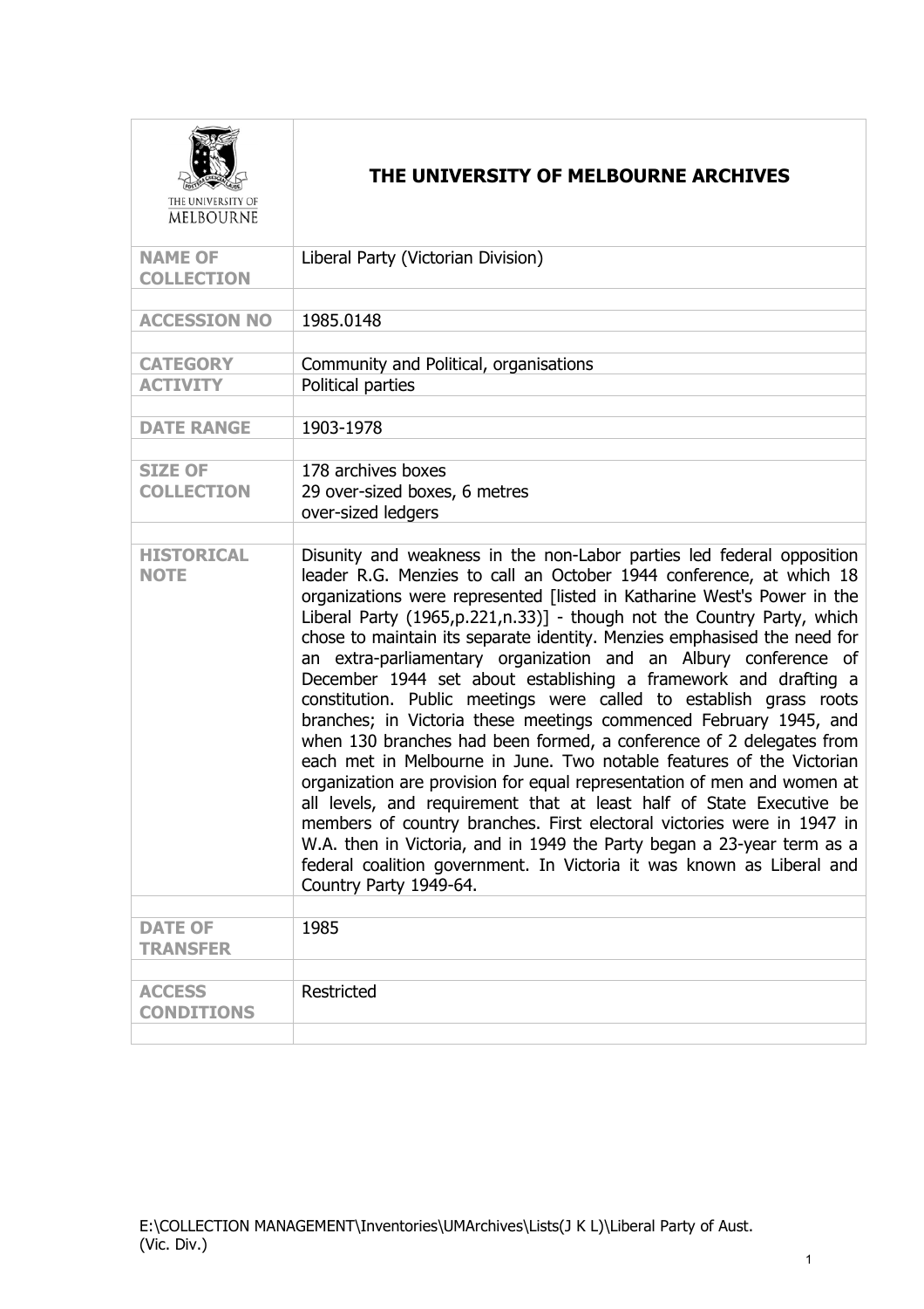# THE UNIVERSITY OF MELBOURNE ARCHIVES

| | |
|---|---|
| **NAME OF COLLECTION** | Liberal Party (Victorian Division) |
| **ACCESSION NO** | 1985.0148 |
| **CATEGORY** | Community and Political, organisations |
| **ACTIVITY** | Political parties |
| **DATE RANGE** | 1903-1978 |
| **SIZE OF COLLECTION** | 178 archives boxes<br>29 over-sized boxes, 6 metres<br>over-sized ledgers |
| **HISTORICAL NOTE** | Disunity and weakness in the non-Labor parties led federal opposition leader R.G. Menzies to call an October 1944 conference, at which 18 organizations were represented [listed in Katharine West's Power in the Liberal Party (1965,p.221,n.33)] - though not the Country Party, which chose to maintain its separate identity. Menzies emphasised the need for an extra-parliamentary organization and an Albury conference of December 1944 set about establishing a framework and drafting a constitution. Public meetings were called to establish grass roots branches; in Victoria these meetings commenced February 1945, and when 130 branches had been formed, a conference of 2 delegates from each met in Melbourne in June. Two notable features of the Victorian organization are provision for equal representation of men and women at all levels, and requirement that at least half of State Executive be members of country branches. First electoral victories were in 1947 in W.A. then in Victoria, and in 1949 the Party began a 23-year term as a federal coalition government. In Victoria it was known as Liberal and Country Party 1949-64. |
| **DATE OF TRANSFER** | 1985 |
| **ACCESS CONDITIONS** | Restricted |

E:\COLLECTION MANAGEMENT\Inventories\UMArchives\Lists(J K L)\Liberal Party of Aust. (Vic. Div.)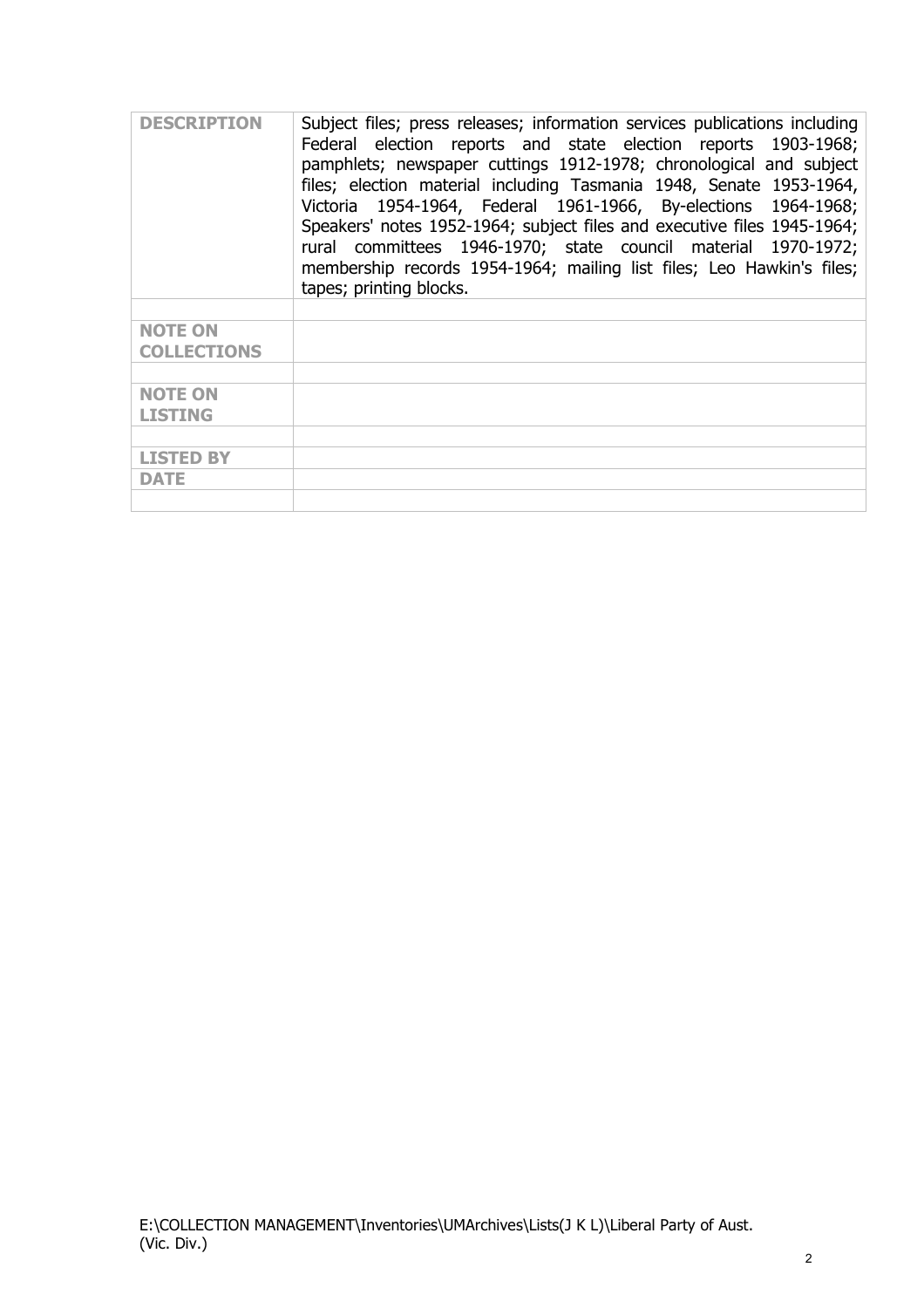| | |
|---|---|
| **DESCRIPTION** | Subject files; press releases; information services publications including Federal election reports and state election reports 1903-1968; pamphlets; newspaper cuttings 1912-1978; chronological and subject files; election material including Tasmania 1948, Senate 1953-1964, Victoria 1954-1964, Federal 1961-1966, By-elections 1964-1968; Speakers' notes 1952-1964; subject files and executive files 1945-1964; rural committees 1946-1970; state council material 1970-1972; membership records 1954-1964; mailing list files; Leo Hawkin's files; tapes; printing blocks. |
| | |
| **NOTE ON COLLECTIONS** | |
| | |
| **NOTE ON LISTING** | |
| | |
| **LISTED BY** | |
| **DATE** | |
| | |

E:\COLLECTION MANAGEMENT\Inventories\UMArchives\Lists(J K L)\Liberal Party of Aust. (Vic. Div.)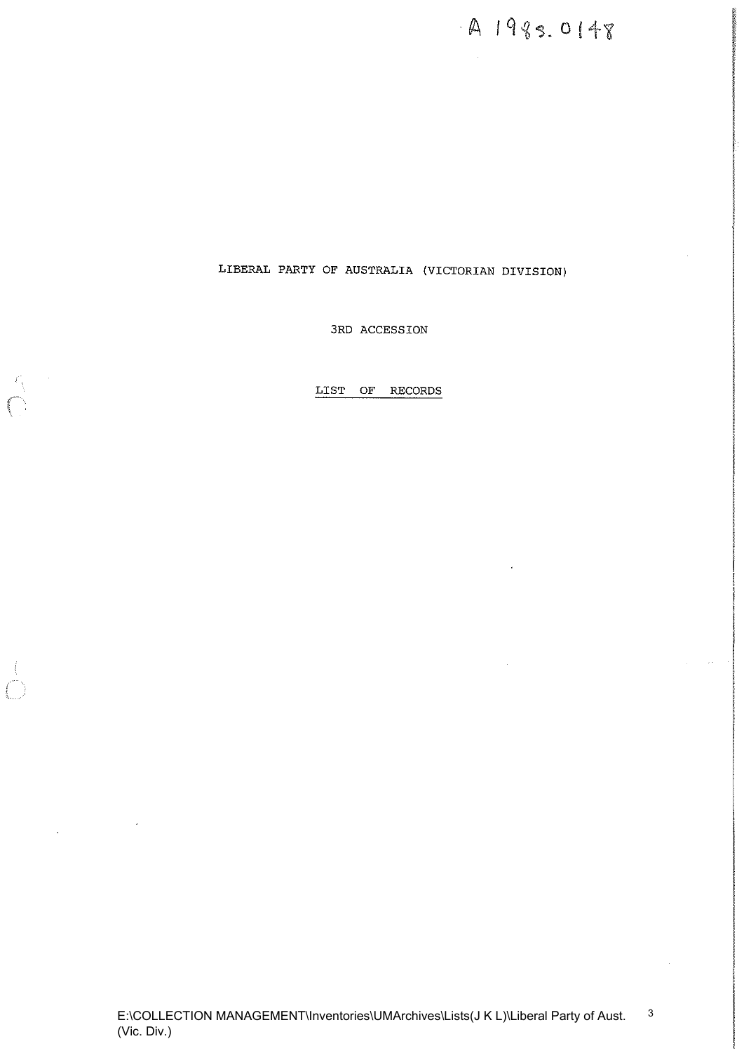A 1988.0148

LIBERAL PARTY OF AUSTRALIA (VICTORIAN DIVISION)

3RD ACCESSION

LIST OF RECORDS

E:\COLLECTION MANAGEMENT\Inventories\UMArchives\Lists(J K L)\Liberal Party of Aust. (Vic. Div.)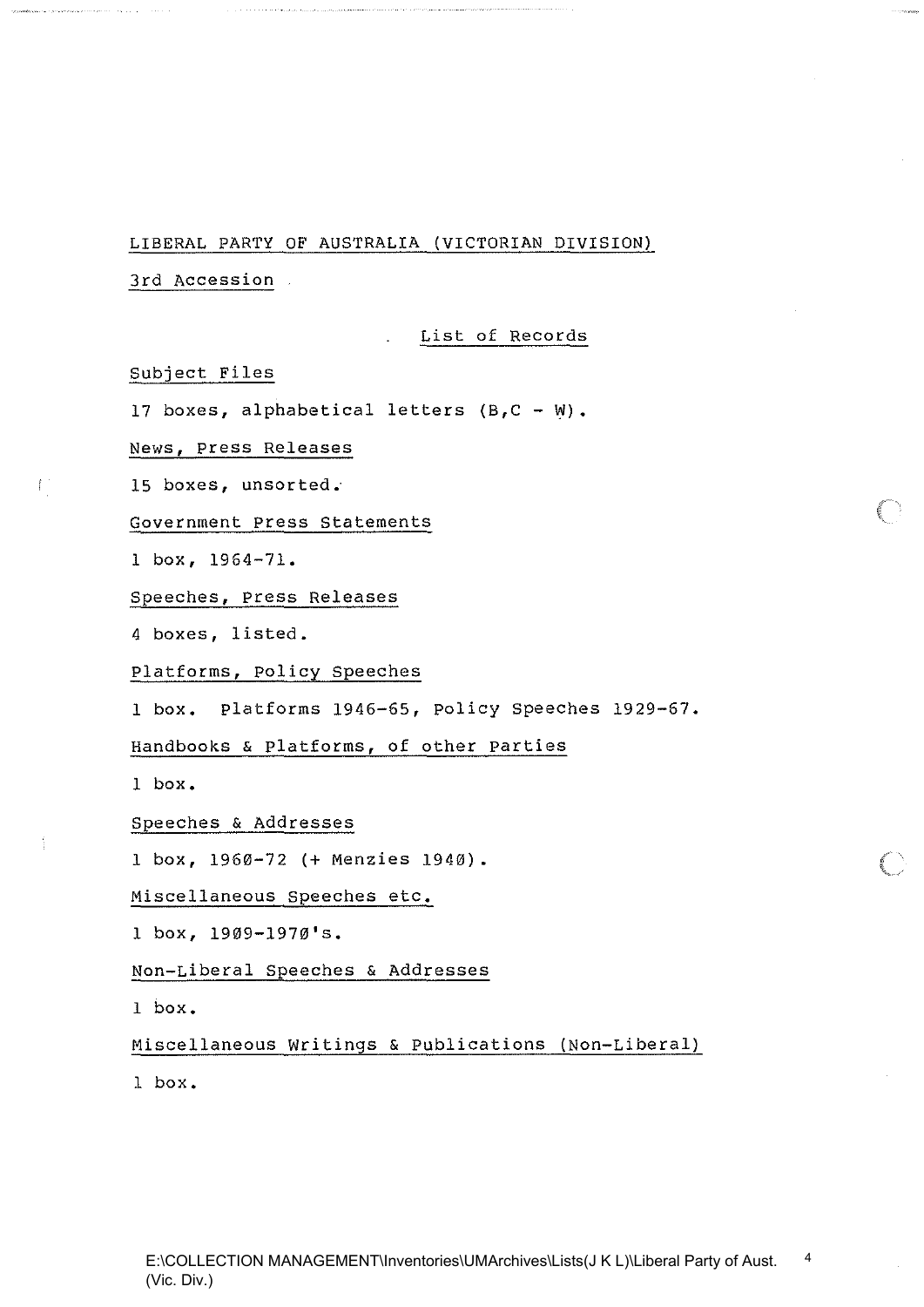LIBERAL PARTY OF AUSTRALIA (VICTORIAN DIVISION)

3rd Accession

## List of Records

**Subject Files**

17 boxes, alphabetical letters (B,C - W).

**News, Press Releases**

15 boxes, unsorted.

**Government Press Statements**

1 box, 1964-71.

**Speeches, Press Releases**

4 boxes, listed.

**Platforms, Policy Speeches**

1 box. Platforms 1946-65, Policy Speeches 1929-67.

**Handbooks & Platforms, of other Parties**

1 box.

**Speeches & Addresses**

1 box, 1960-72 (+ Menzies 1940).

**Miscellaneous Speeches etc.**

1 box, 1909-1970's.

**Non-Liberal Speeches & Addresses**

1 box.

**Miscellaneous Writings & Publications (Non-Liberal)**

1 box.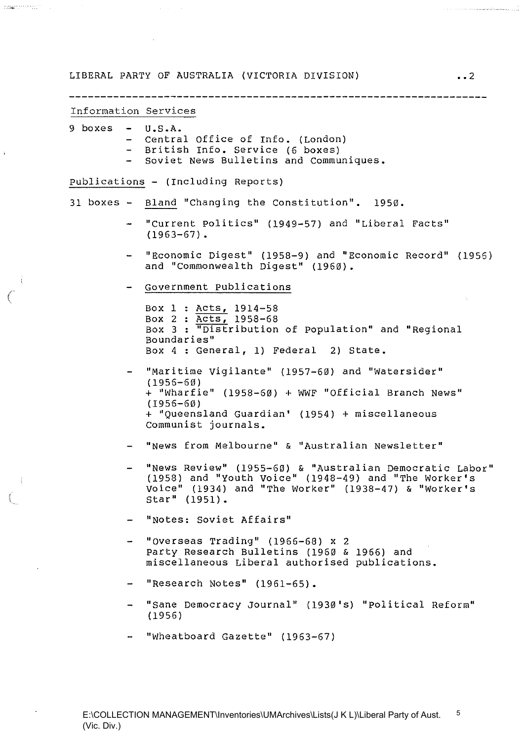## Information Services

9 boxes
- U.S.A.
- Central Office of Info. (London)
- British Info. Service (6 boxes)
- Soviet News Bulletins and Communiques.

## Publications - (Including Reports)

31 boxes
- Bland "Changing the Constitution". 1950.
- "Current Politics" (1949-57) and "Liberal Facts" (1963-67).
- "Economic Digest" (1958-9) and "Economic Record" (1956) and "Commonwealth Digest" (1960).
- Government Publications

  Box 1 : Acts, 1914-58
  Box 2 : Acts, 1958-68
  Box 3 : "Distribution of Population" and "Regional Boundaries"
  Box 4 : General, 1) Federal 2) State.

- "Maritime Vigilante" (1957-60) and "Watersider" (1956-60)
  + "Wharfie" (1958-60) + WWF "Official Branch News" (1956-60)
  + "Queensland Guardian' (1954) + miscellaneous Communist journals.
- "News from Melbourne" & "Australian Newsletter"
- "News Review" (1955-60) & "Australian Democratic Labor" (1958) and "Youth Voice" (1948-49) and "The Worker's Voice" (1934) and "The Worker" (1938-47) & "Worker's Star" (1951).
- "Notes: Soviet Affairs"
- "Overseas Trading" (1966-68) x 2
  Party Research Bulletins (1960 & 1966) and miscellaneous Liberal authorised publications.
- "Research Notes" (1961-65).
- "Sane Democracy Journal" (1930's) "Political Reform" (1956)
- "Wheatboard Gazette" (1963-67)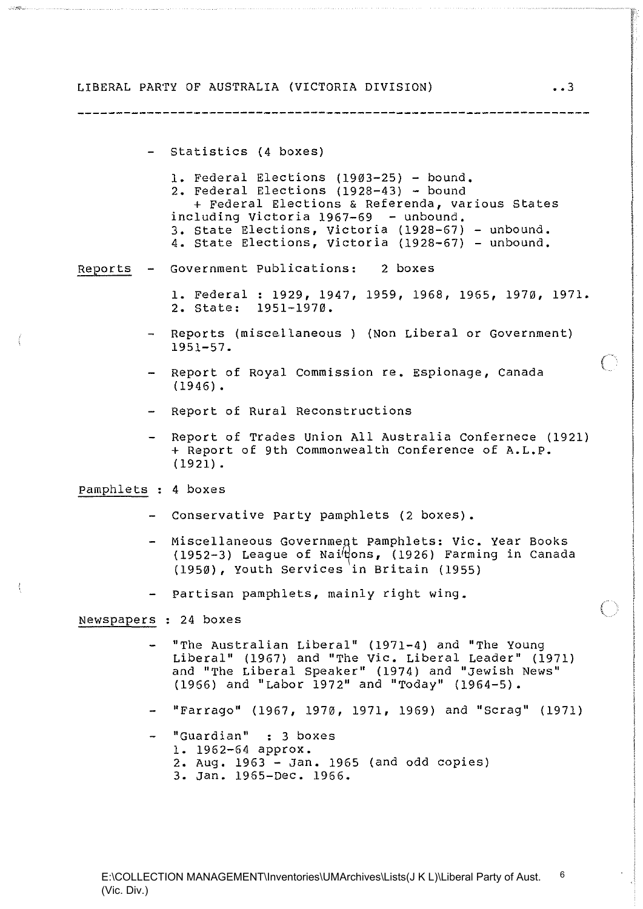- Statistics (4 boxes)

  1. Federal Elections (1903-25) - bound.
  2. Federal Elections (1928-43) - bound
     + Federal Elections & Referenda, various States including Victoria 1967-69 - unbound.
  3. State Elections, Victoria (1928-67) - unbound.
  4. State Elections, Victoria (1928-67) - unbound.

<u>Reports</u> - Government Publications: 2 boxes

  1. Federal : 1929, 1947, 1959, 1968, 1965, 1970, 1971.
  2. State: 1951-1970.

- Reports (miscellaneous ) (Non Liberal or Government) 1951-57.

- Report of Royal Commission re. Espionage, Canada (1946).

- Report of Rural Reconstructions

- Report of Trades Union All Australia Confernece (1921) + Report of 9th Commonwealth Conference of A.L.P. (1921).

<u>Pamphlets</u> : 4 boxes

- Conservative Party pamphlets (2 boxes).

- Miscellaneous Government Pamphlets: Vic. Year Books (1952-3) League of Nations, (1926) Farming in Canada (1950), Youth Services in Britain (1955)

- Partisan pamphlets, mainly right wing.

<u>Newspapers</u> : 24 boxes

- "The Australian Liberal" (1971-4) and "The Young Liberal" (1967) and "The Vic. Liberal Leader" (1971) and "The Liberal Speaker" (1974) and "Jewish News" (1966) and "Labor 1972" and "Today" (1964-5).

- "Farrago" (1967, 1970, 1971, 1969) and "Scrag" (1971)

- "Guardian" : 3 boxes
  1. 1962-64 approx.
  2. Aug. 1963 - Jan. 1965 (and odd copies)
  3. Jan. 1965-Dec. 1966.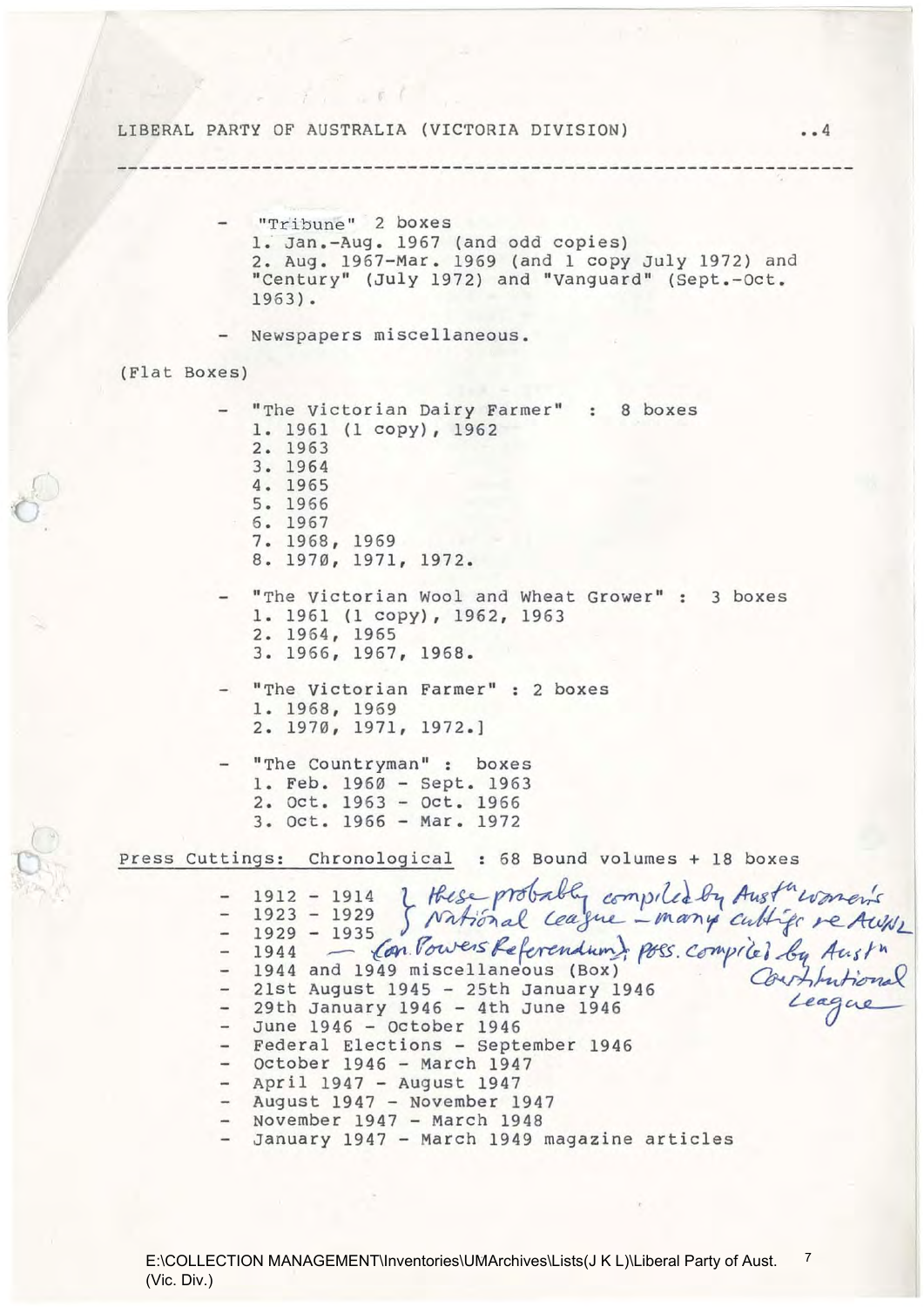- "Tribune" 2 boxes
  1. Jan.-Aug. 1967 (and odd copies)
  2. Aug. 1967-Mar. 1969 (and 1 copy July 1972) and "Century" (July 1972) and "Vanguard" (Sept.-Oct. 1963).

- Newspapers miscellaneous.

(Flat Boxes)

- "The Victorian Dairy Farmer" : 8 boxes
  1. 1961 (1 copy), 1962
  2. 1963
  3. 1964
  4. 1965
  5. 1966
  6. 1967
  7. 1968, 1969
  8. 1970, 1971, 1972.

- "The Victorian Wool and Wheat Grower" : 3 boxes
  1. 1961 (1 copy), 1962, 1963
  2. 1964, 1965
  3. 1966, 1967, 1968.

- "The Victorian Farmer" : 2 boxes
  1. 1968, 1969
  2. 1970, 1971, 1972.]

- "The Countryman" : boxes
  1. Feb. 1960 - Sept. 1963
  2. Oct. 1963 - Oct. 1966
  3. Oct. 1966 - Mar. 1972

Press Cuttings: Chronological : 68 Bound volumes + 18 boxes

- 1912 - 1914 } these probably compiled by Austn Women's
- 1923 - 1929 } National League - many cuttings re AWNL
- 1929 - 1935
- 1944 — (on Powers Referendum); poss. compiled by Austn Constitutional League
- 1944 and 1949 miscellaneous (Box)
- 21st August 1945 - 25th January 1946
- 29th January 1946 - 4th June 1946
- June 1946 - October 1946
- Federal Elections - September 1946
- October 1946 - March 1947
- April 1947 - August 1947
- August 1947 - November 1947
- November 1947 - March 1948
- January 1947 - March 1949 magazine articles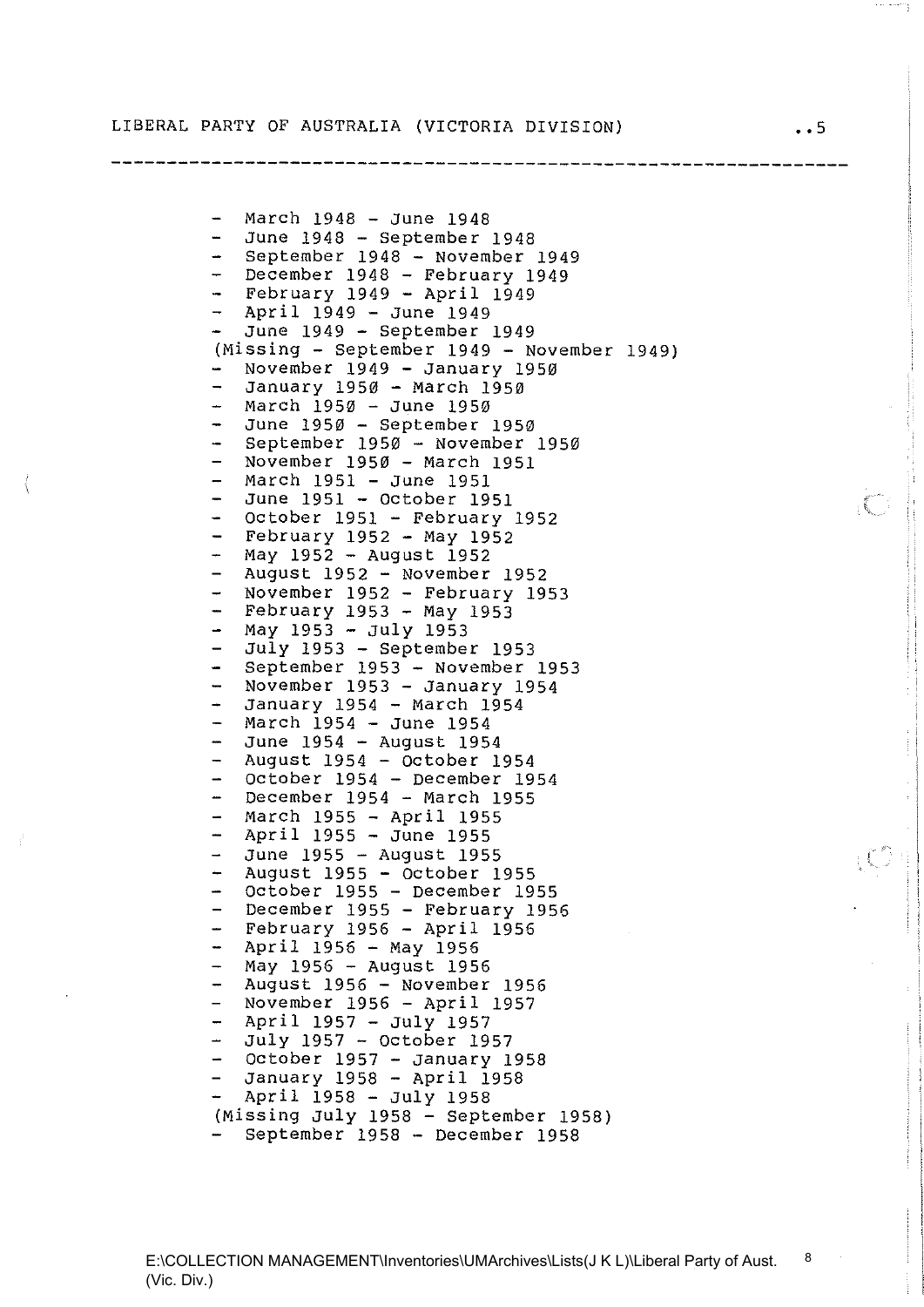- March 1948 - June 1948
- June 1948 - September 1948
- September 1948 - November 1949
- December 1948 - February 1949
- February 1949 - April 1949
- April 1949 - June 1949
- June 1949 - September 1949

(Missing - September 1949 - November 1949)

- November 1949 - January 1950
- January 1950 - March 1950
- March 1950 - June 1950
- June 1950 - September 1950
- September 1950 - November 1950
- November 1950 - March 1951
- March 1951 - June 1951
- June 1951 - October 1951
- October 1951 - February 1952
- February 1952 - May 1952
- May 1952 - August 1952
- August 1952 - November 1952
- November 1952 - February 1953
- February 1953 - May 1953
- May 1953 - July 1953
- July 1953 - September 1953
- September 1953 - November 1953
- November 1953 - January 1954
- January 1954 - March 1954
- March 1954 - June 1954
- June 1954 - August 1954
- August 1954 - October 1954
- October 1954 - December 1954
- December 1954 - March 1955
- March 1955 - April 1955
- April 1955 - June 1955
- June 1955 - August 1955
- August 1955 - October 1955
- October 1955 - December 1955
- December 1955 - February 1956
- February 1956 - April 1956
- April 1956 - May 1956
- May 1956 - August 1956
- August 1956 - November 1956
- November 1956 - April 1957
- April 1957 - July 1957
- July 1957 - October 1957
- October 1957 - January 1958
- January 1958 - April 1958
- April 1958 - July 1958

(Missing July 1958 - September 1958)

- September 1958 - December 1958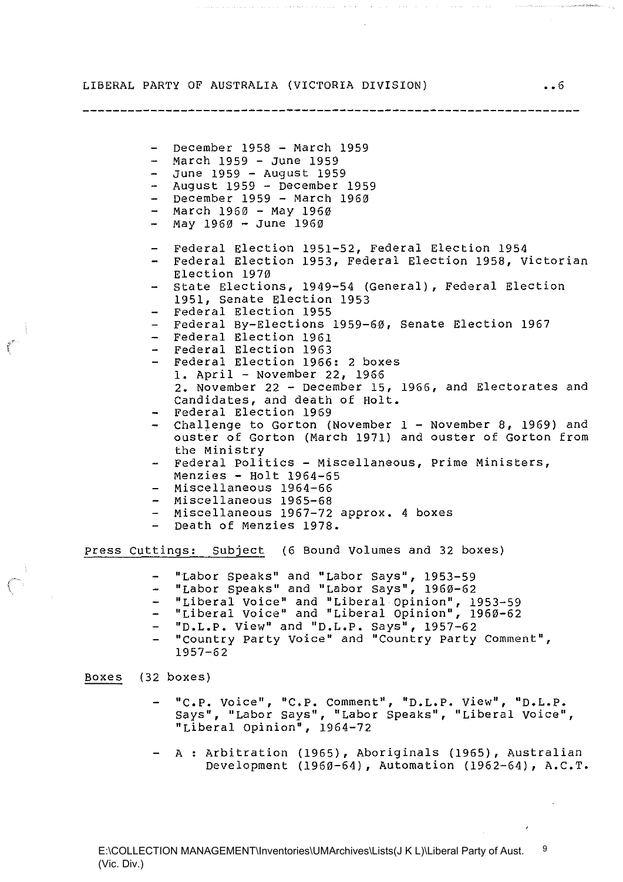- December 1958 - March 1959
- March 1959 - June 1959
- June 1959 - August 1959
- August 1959 - December 1959
- December 1959 - March 1960
- March 1960 - May 1960
- May 1960 - June 1960

- Federal Election 1951-52, Federal Election 1954
- Federal Election 1953, Federal Election 1958, Victorian Election 1970
- State Elections, 1949-54 (General), Federal Election 1951, Senate Election 1953
- Federal Election 1955
- Federal By-Elections 1959-60, Senate Election 1967
- Federal Election 1961
- Federal Election 1963
- Federal Election 1966: 2 boxes
  1. April - November 22, 1966
  2. November 22 - December 15, 1966, and Electorates and Candidates, and death of Holt.
- Federal Election 1969
- Challenge to Gorton (November 1 - November 8, 1969) and ouster of Gorton (March 1971) and ouster of Gorton from the Ministry
- Federal Politics - Miscellaneous, Prime Ministers, Menzies - Holt 1964-65
- Miscellaneous 1964-66
- Miscellaneous 1965-68
- Miscellaneous 1967-72 approx. 4 boxes
- Death of Menzies 1978.

<u>Press Cuttings: Subject</u> (6 Bound Volumes and 32 boxes)

- "Labor Speaks" and "Labor Says", 1953-59
- "Labor Speaks" and "Labor Says", 1960-62
- "Liberal Voice" and "Liberal Opinion", 1953-59
- "Liberal Voice" and "Liberal Opinion", 1960-62
- "D.L.P. View" and "D.L.P. Says", 1957-62
- "Country Party Voice" and "Country Party Comment", 1957-62

<u>Boxes</u> (32 boxes)

- "C.P. Voice", "C.P. Comment", "D.L.P. View", "D.L.P. Says", "Labor Says", "Labor Speaks", "Liberal Voice", "Liberal Opinion", 1964-72

- A : Arbitration (1965), Aboriginals (1965), Australian Development (1960-64), Automation (1962-64), A.C.T.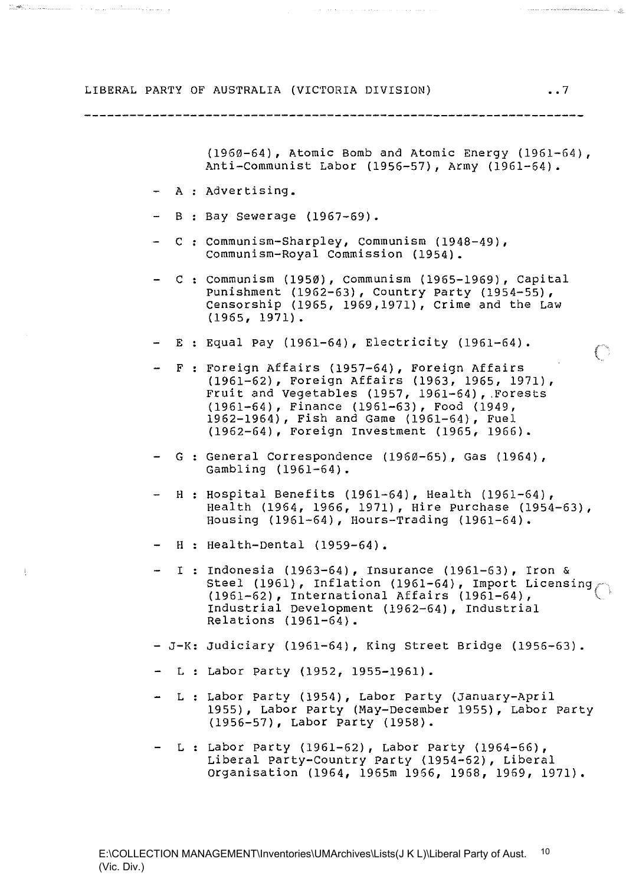(1960-64), Atomic Bomb and Atomic Energy (1961-64), Anti-Communist Labor (1956-57), Army (1961-64).

- A : Advertising.
- B : Bay Sewerage (1967-69).
- C : Communism-Sharpley, Communism (1948-49), Communism-Royal Commission (1954).
- C : Communism (1950), Communism (1965-1969), Capital Punishment (1962-63), Country Party (1954-55), Censorship (1965, 1969,1971), Crime and the Law (1965, 1971).
- E : Equal Pay (1961-64), Electricity (1961-64).
- F : Foreign Affairs (1957-64), Foreign Affairs (1961-62), Foreign Affairs (1963, 1965, 1971), Fruit and Vegetables (1957, 1961-64), Forests (1961-64), Finance (1961-63), Food (1949, 1962-1964), Fish and Game (1961-64), Fuel (1962-64), Foreign Investment (1965, 1966).
- G : General Correspondence (1960-65), Gas (1964), Gambling (1961-64).
- H : Hospital Benefits (1961-64), Health (1961-64), Health (1964, 1966, 1971), Hire Purchase (1954-63), Housing (1961-64), Hours-Trading (1961-64).
- H : Health-Dental (1959-64).
- I : Indonesia (1963-64), Insurance (1961-63), Iron & Steel (1961), Inflation (1961-64), Import Licensing (1961-62), International Affairs (1961-64), Industrial Development (1962-64), Industrial Relations (1961-64).
- J-K: Judiciary (1961-64), King Street Bridge (1956-63).
- L : Labor Party (1952, 1955-1961).
- L : Labor Party (1954), Labor Party (January-April 1955), Labor Party (May-December 1955), Labor Party (1956-57), Labor Party (1958).
- L : Labor Party (1961-62), Labor Party (1964-66), Liberal Party-Country Party (1954-62), Liberal Organisation (1964, 1965m 1966, 1968, 1969, 1971).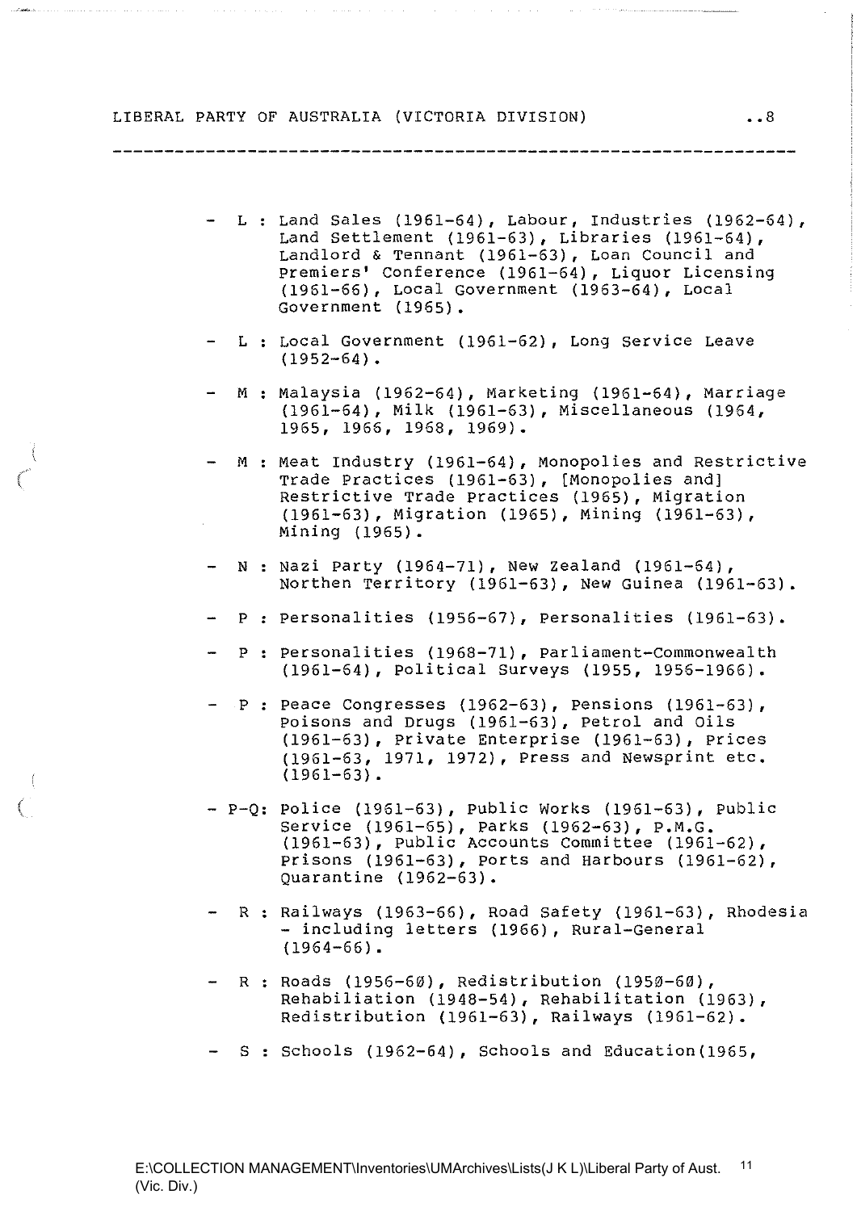- L : Land Sales (1961-64), Labour, Industries (1962-64), Land Settlement (1961-63), Libraries (1961-64), Landlord & Tennant (1961-63), Loan Council and Premiers' Conference (1961-64), Liquor Licensing (1961-66), Local Government (1963-64), Local Government (1965).

- L : Local Government (1961-62), Long Service Leave (1952-64).

- M : Malaysia (1962-64), Marketing (1961-64), Marriage (1961-64), Milk (1961-63), Miscellaneous (1964, 1965, 1966, 1968, 1969).

- M : Meat Industry (1961-64), Monopolies and Restrictive Trade Practices (1961-63), [Monopolies and] Restrictive Trade Practices (1965), Migration (1961-63), Migration (1965), Mining (1961-63), Mining (1965).

- N : Nazi Party (1964-71), New Zealand (1961-64), Northen Territory (1961-63), New Guinea (1961-63).

- P : Personalities (1956-67), Personalities (1961-63).

- P : Personalities (1968-71), Parliament-Commonwealth (1961-64), Political Surveys (1955, 1956-1966).

- P : Peace Congresses (1962-63), Pensions (1961-63), Poisons and Drugs (1961-63), Petrol and Oils (1961-63), Private Enterprise (1961-63), Prices (1961-63, 1971, 1972), Press and Newsprint etc. (1961-63).

- P-Q: Police (1961-63), Public Works (1961-63), Public Service (1961-65), Parks (1962-63), P.M.G. (1961-63), Public Accounts Committee (1961-62), Prisons (1961-63), Ports and Harbours (1961-62), Quarantine (1962-63).

- R : Railways (1963-66), Road Safety (1961-63), Rhodesia - including letters (1966), Rural-General (1964-66).

- R : Roads (1956-60), Redistribution (1950-60), Rehabiliation (1948-54), Rehabilitation (1963), Redistribution (1961-63), Railways (1961-62).

- S : Schools (1962-64), Schools and Education(1965,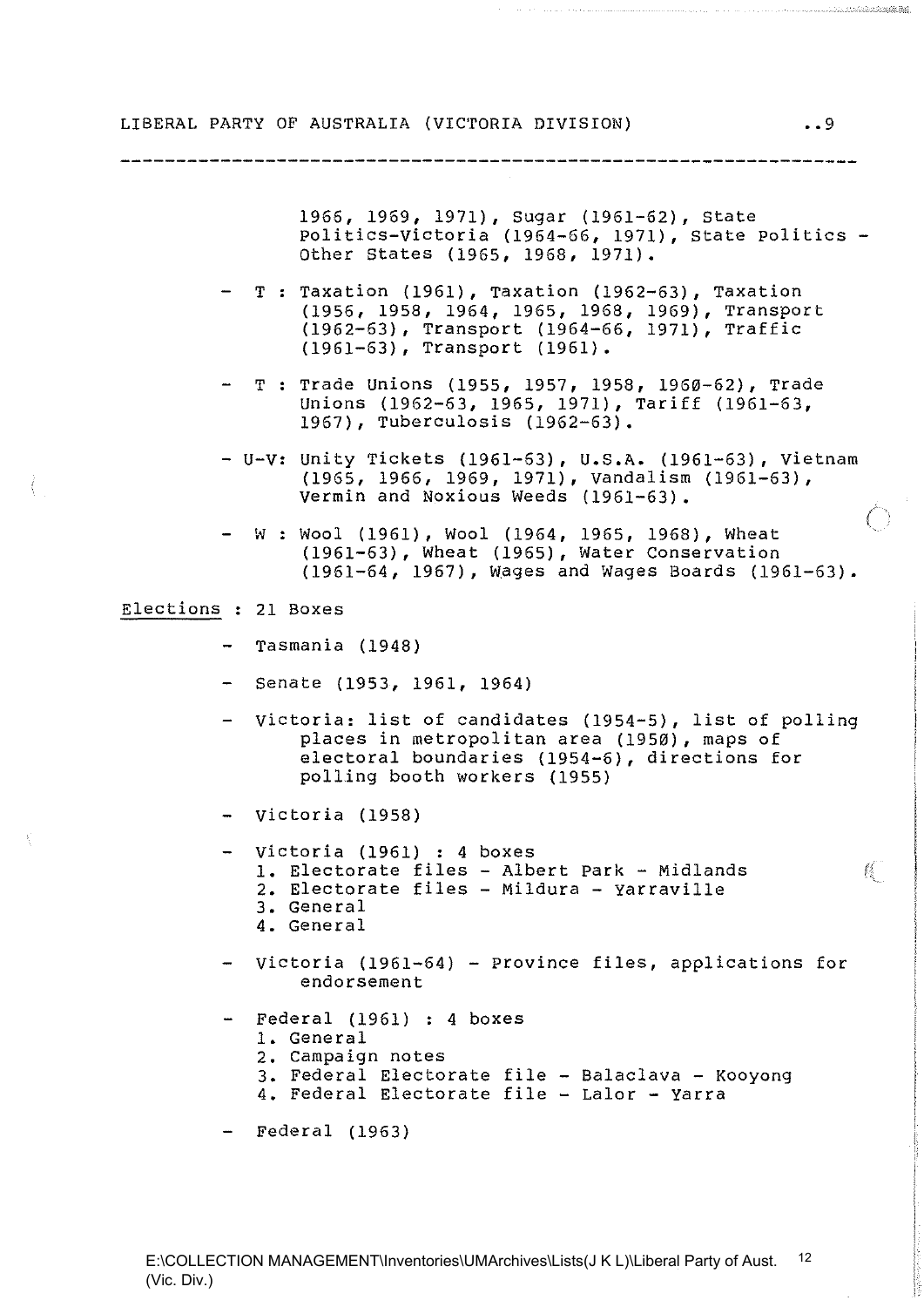1966, 1969, 1971), Sugar (1961-62), State Politics-Victoria (1964-66, 1971), State Politics - Other States (1965, 1968, 1971).

- T : Taxation (1961), Taxation (1962-63), Taxation (1956, 1958, 1964, 1965, 1968, 1969), Transport (1962-63), Transport (1964-66, 1971), Traffic (1961-63), Transport (1961).

- T : Trade Unions (1955, 1957, 1958, 1960-62), Trade Unions (1962-63, 1965, 1971), Tariff (1961-63, 1967), Tuberculosis (1962-63).

- U-V: Unity Tickets (1961-63), U.S.A. (1961-63), Vietnam (1965, 1966, 1969, 1971), Vandalism (1961-63), Vermin and Noxious Weeds (1961-63).

- W : Wool (1961), Wool (1964, 1965, 1968), Wheat (1961-63), Wheat (1965), Water Conservation (1961-64, 1967), Wages and Wages Boards (1961-63).

<u>Elections</u> : 21 Boxes

- Tasmania (1948)

- Senate (1953, 1961, 1964)

- Victoria: list of candidates (1954-5), list of polling places in metropolitan area (1950), maps of electoral boundaries (1954-6), directions for polling booth workers (1955)

- Victoria (1958)

- Victoria (1961) : 4 boxes
  1. Electorate files - Albert Park - Midlands
  2. Electorate files - Mildura - Yarraville
  3. General
  4. General

- Victoria (1961-64) - Province files, applications for endorsement

- Federal (1961) : 4 boxes
  1. General
  2. Campaign notes
  3. Federal Electorate file - Balaclava - Kooyong
  4. Federal Electorate file - Lalor - Yarra

- Federal (1963)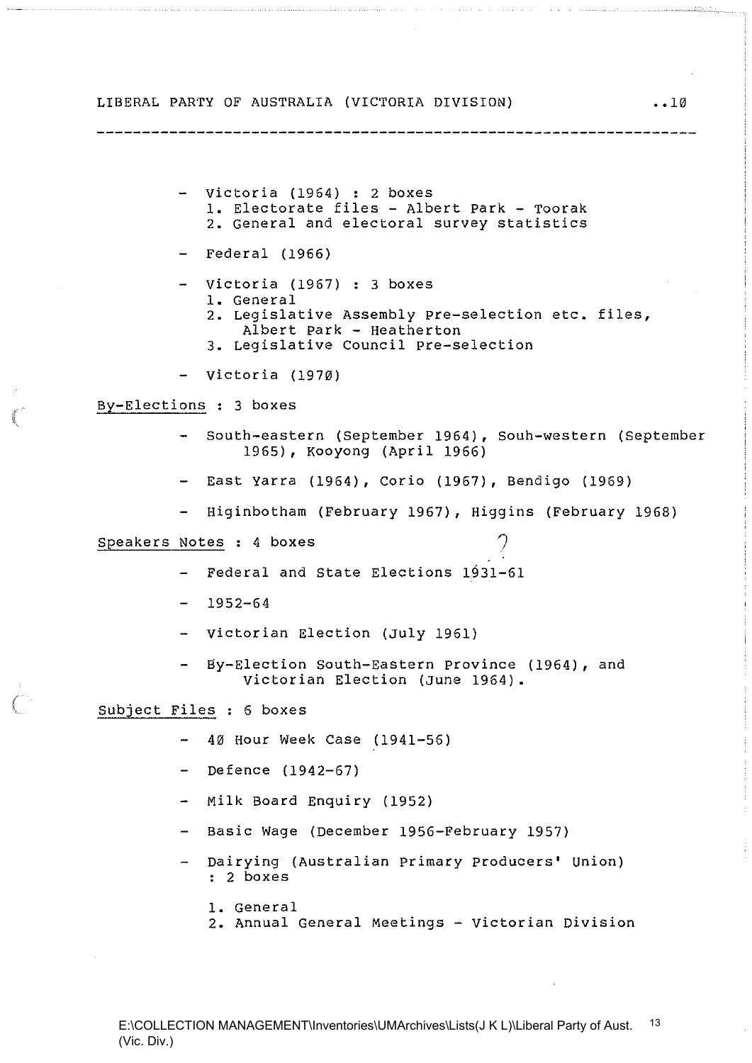- Victoria (1964) : 2 boxes
  1. Electorate files - Albert Park - Toorak
  2. General and electoral survey statistics

- Federal (1966)

- Victoria (1967) : 3 boxes
  1. General
  2. Legislative Assembly Pre-selection etc. files, Albert Park - Heatherton
  3. Legislative Council Pre-selection

- Victoria (1970)

<u>By-Elections</u> : 3 boxes

- South-eastern (September 1964), Souh-western (September 1965), Kooyong (April 1966)

- East Yarra (1964), Corio (1967), Bendigo (1969)

- Higinbotham (February 1967), Higgins (February 1968)

<u>Speakers Notes</u> : 4 boxes

- Federal and State Elections 1931-61

- 1952-64

- Victorian Election (July 1961)

- By-Election South-Eastern Province (1964), and Victorian Election (June 1964).

<u>Subject Files</u> : 6 boxes

- 40 Hour Week Case (1941-56)

- Defence (1942-67)

- Milk Board Enquiry (1952)

- Basic Wage (December 1956-February 1957)

- Dairying (Australian Primary Producers' Union) : 2 boxes

  1. General
  2. Annual General Meetings - Victorian Division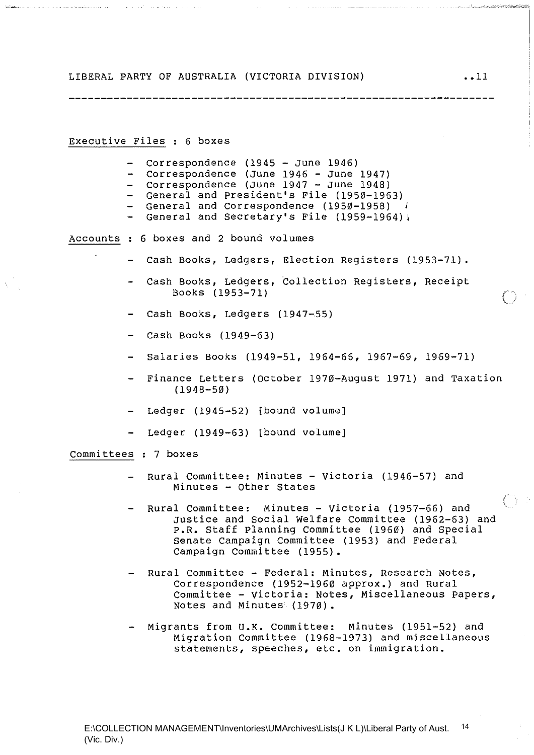Executive Files : 6 boxes

- Correspondence (1945 - June 1946)
- Correspondence (June 1946 - June 1947)
- Correspondence (June 1947 - June 1948)
- General and President's File (1950-1963)
- General and Correspondence (1950-1958)
- General and Secretary's File (1959-1964)

Accounts : 6 boxes and 2 bound volumes

- Cash Books, Ledgers, Election Registers (1953-71).
- Cash Books, Ledgers, Collection Registers, Receipt Books (1953-71)
- Cash Books, Ledgers (1947-55)
- Cash Books (1949-63)
- Salaries Books (1949-51, 1964-66, 1967-69, 1969-71)
- Finance Letters (October 1970-August 1971) and Taxation (1948-50)
- Ledger (1945-52) [bound volume]
- Ledger (1949-63) [bound volume]

Committees : 7 boxes

- Rural Committee: Minutes - Victoria (1946-57) and Minutes - Other States
- Rural Committee: Minutes - Victoria (1957-66) and Justice and Social Welfare Committee (1962-63) and P.R. Staff Planning Committee (1960) and Special Senate Campaign Committee (1953) and Federal Campaign Committee (1955).
- Rural Committee - Federal: Minutes, Research Notes, Correspondence (1952-1960 approx.) and Rural Committee - Victoria: Notes, Miscellaneous Papers, Notes and Minutes (1970).
- Migrants from U.K. Committee: Minutes (1951-52) and Migration Committee (1968-1973) and miscellaneous statements, speeches, etc. on immigration.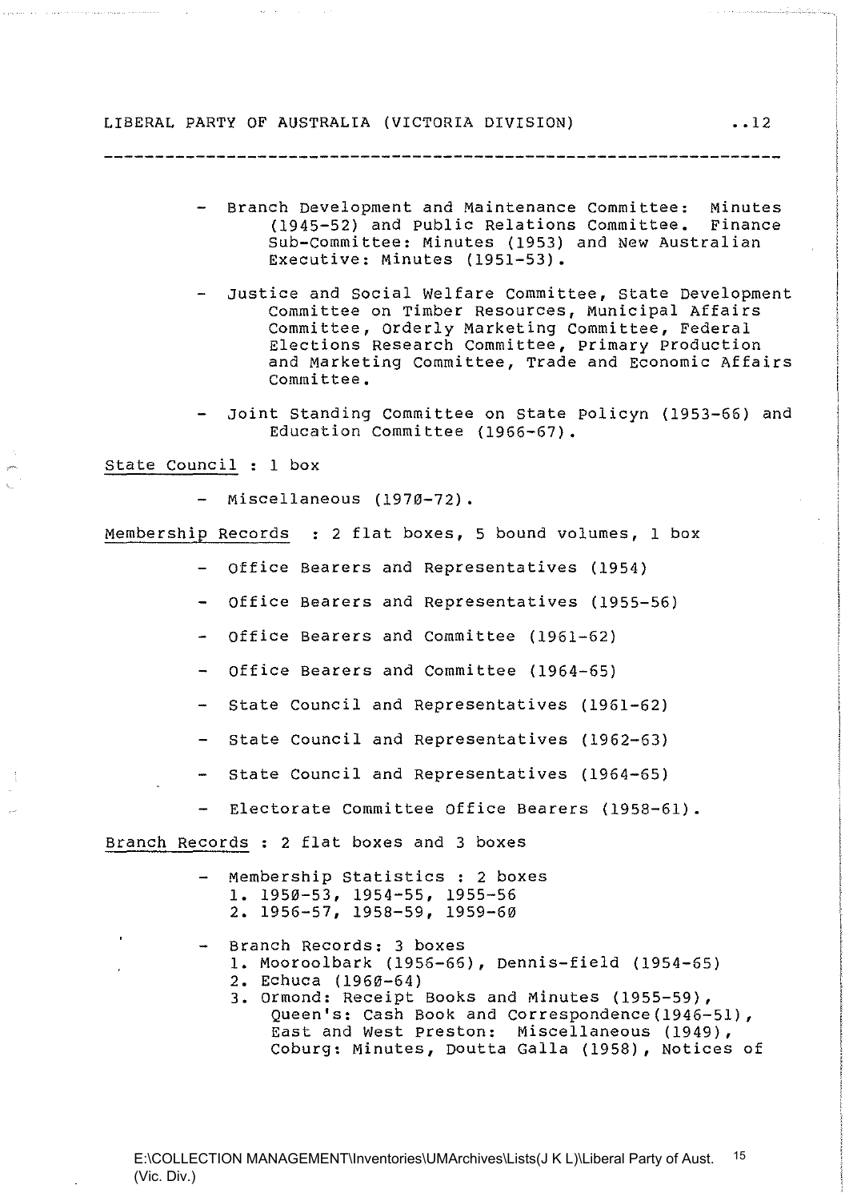- Branch Development and Maintenance Committee: Minutes (1945-52) and Public Relations Committee. Finance Sub-Committee: Minutes (1953) and New Australian Executive: Minutes (1951-53).

- Justice and Social Welfare Committee, State Development Committee on Timber Resources, Municipal Affairs Committee, Orderly Marketing Committee, Federal Elections Research Committee, Primary Production and Marketing Committee, Trade and Economic Affairs Committee.

- Joint Standing Committee on State Policyn (1953-66) and Education Committee (1966-67).

<u>State Council</u> : 1 box

- Miscellaneous (1970-72).

<u>Membership Records</u> : 2 flat boxes, 5 bound volumes, 1 box

- Office Bearers and Representatives (1954)
- Office Bearers and Representatives (1955-56)
- Office Bearers and Committee (1961-62)
- Office Bearers and Committee (1964-65)
- State Council and Representatives (1961-62)
- State Council and Representatives (1962-63)
- State Council and Representatives (1964-65)
- Electorate Committee Office Bearers (1958-61).

<u>Branch Records</u> : 2 flat boxes and 3 boxes

- Membership Statistics : 2 boxes
  1. 1950-53, 1954-55, 1955-56
  2. 1956-57, 1958-59, 1959-60

- Branch Records: 3 boxes
  1. Mooroolbark (1956-66), Dennis-field (1954-65)
  2. Echuca (1960-64)
  3. Ormond: Receipt Books and Minutes (1955-59), Queen's: Cash Book and Correspondence(1946-51), East and West Preston: Miscellaneous (1949), Coburg: Minutes, Doutta Galla (1958), Notices of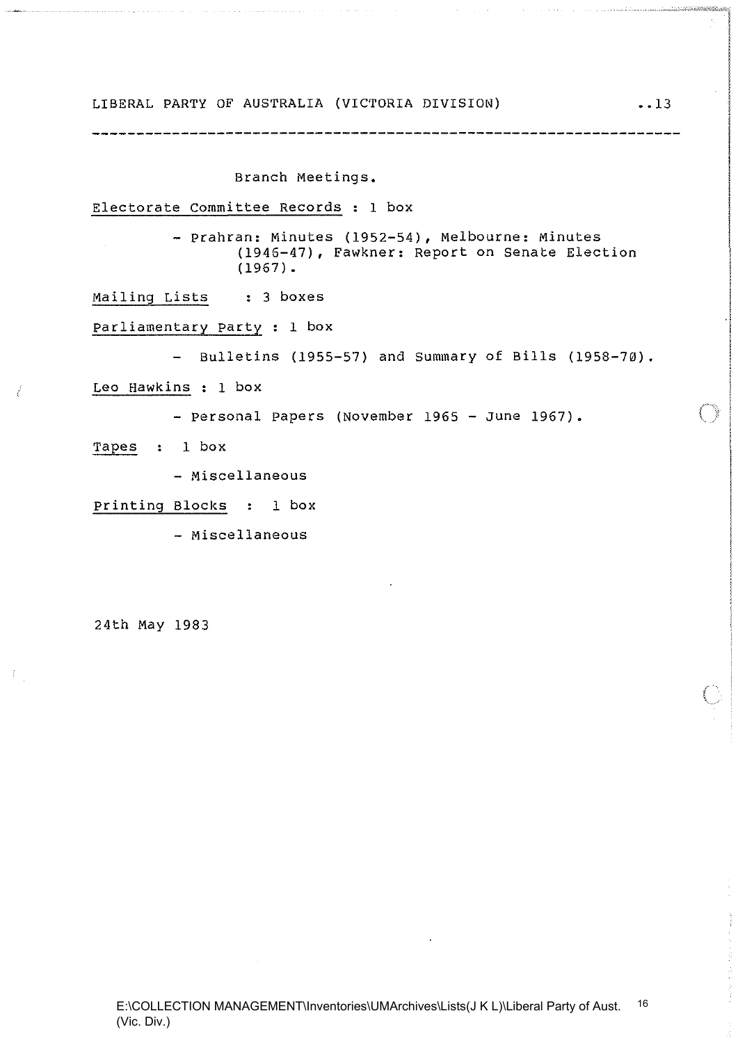Branch Meetings.

<u>Electorate Committee Records</u> : 1 box

- Prahran: Minutes (1952-54), Melbourne: Minutes (1946-47), Fawkner: Report on Senate Election (1967).

<u>Mailing Lists</u> : 3 boxes

<u>Parliamentary Party</u> : 1 box

- Bulletins (1955-57) and Summary of Bills (1958-70).

<u>Leo Hawkins</u> : 1 box

- Personal Papers (November 1965 - June 1967).

<u>Tapes</u> : 1 box

- Miscellaneous

<u>Printing Blocks</u> : 1 box

- Miscellaneous

24th May 1983